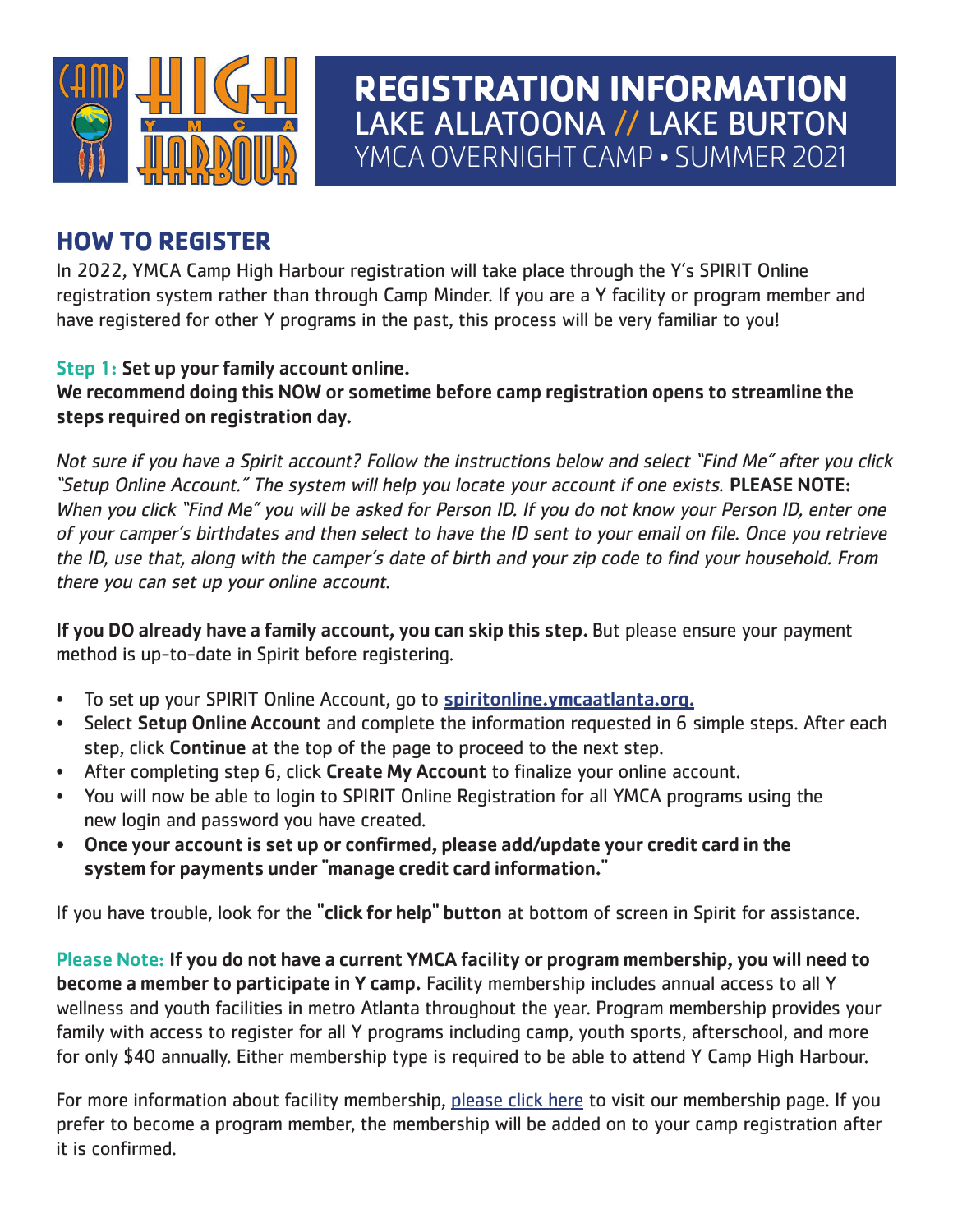# REGISTRATION INFORMATION

LAKE ALLATOONA // LAKE BURTON

YMCA OVERNIGHT CAMP • SUMMER 2021

## HOW TO REGISTER

In 2022, YMCA Camp High Harbour registration will take place through the Y's SPIRIT Online registration system rather than through Camp Minder. If you are a Y facility or program member and have registered for other Y programs in the past, this process will be very familiar to you!

**Step 1: Set up your family account online.**
**We recommend doing this NOW or sometime before camp registration opens to streamline the steps required on registration day.**

*Not sure if you have a Spirit account? Follow the instructions below and select "Find Me" after you click "Setup Online Account." The system will help you locate your account if one exists.* **PLEASE NOTE:** *When you click "Find Me" you will be asked for Person ID. If you do not know your Person ID, enter one of your camper's birthdates and then select to have the ID sent to your email on file. Once you retrieve the ID, use that, along with the camper's date of birth and your zip code to find your household. From there you can set up your online account.*

**If you DO already have a family account, you can skip this step.** But please ensure your payment method is up-to-date in Spirit before registering.

- To set up your SPIRIT Online Account, go to **spiritonline.ymcaatlanta.org.**
- Select **Setup Online Account** and complete the information requested in 6 simple steps. After each step, click **Continue** at the top of the page to proceed to the next step.
- After completing step 6, click **Create My Account** to finalize your online account.
- You will now be able to login to SPIRIT Online Registration for all YMCA programs using the new login and password you have created.
- **Once your account is set up or confirmed, please add/update your credit card in the system for payments under "manage credit card information."**

If you have trouble, look for the **"click for help" button** at bottom of screen in Spirit for assistance.

**Please Note: If you do not have a current YMCA facility or program membership, you will need to become a member to participate in Y camp.** Facility membership includes annual access to all Y wellness and youth facilities in metro Atlanta throughout the year. Program membership provides your family with access to register for all Y programs including camp, youth sports, afterschool, and more for only $40 annually. Either membership type is required to be able to attend Y Camp High Harbour.

For more information about facility membership, please click here to visit our membership page. If you prefer to become a program member, the membership will be added on to your camp registration after it is confirmed.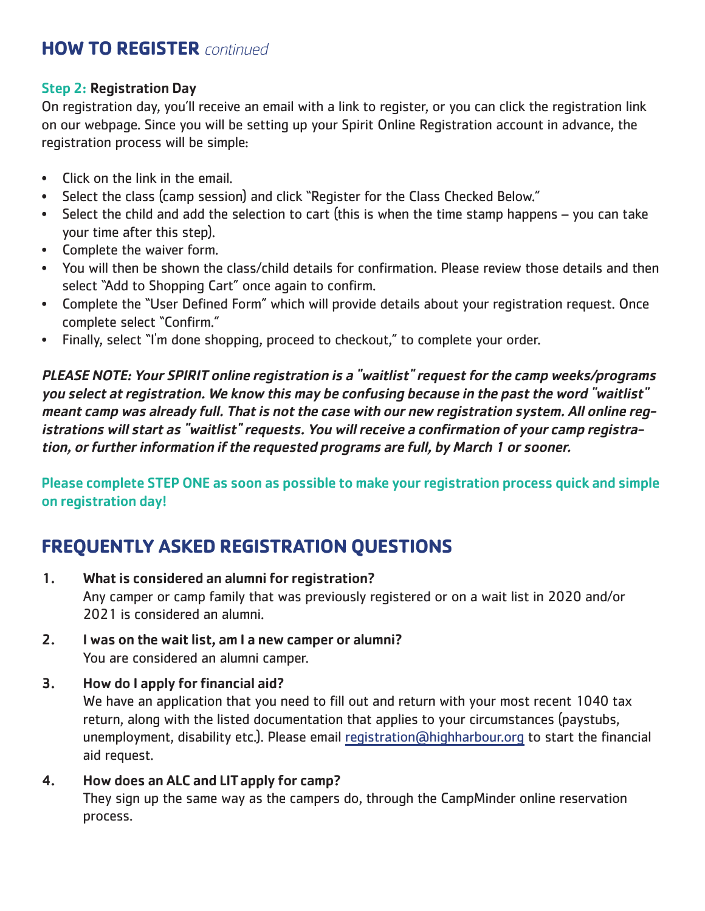## HOW TO REGISTER *continued*

**Step 2: Registration Day**

On registration day, you'll receive an email with a link to register, or you can click the registration link on our webpage. Since you will be setting up your Spirit Online Registration account in advance, the registration process will be simple:

- Click on the link in the email.
- Select the class (camp session) and click "Register for the Class Checked Below."
- Select the child and add the selection to cart (this is when the time stamp happens – you can take your time after this step).
- Complete the waiver form.
- You will then be shown the class/child details for confirmation. Please review those details and then select "Add to Shopping Cart" once again to confirm.
- Complete the "User Defined Form" which will provide details about your registration request. Once complete select "Confirm."
- Finally, select "I'm done shopping, proceed to checkout," to complete your order.

***PLEASE NOTE: Your SPIRIT online registration is a "waitlist" request for the camp weeks/programs you select at registration. We know this may be confusing because in the past the word "waitlist" meant camp was already full. That is not the case with our new registration system. All online registrations will start as "waitlist" requests. You will receive a confirmation of your camp registration, or further information if the requested programs are full, by March 1 or sooner.***

**Please complete STEP ONE as soon as possible to make your registration process quick and simple on registration day!**

## FREQUENTLY ASKED REGISTRATION QUESTIONS

1. **What is considered an alumni for registration?**
   Any camper or camp family that was previously registered or on a wait list in 2020 and/or 2021 is considered an alumni.

2. **I was on the wait list, am I a new camper or alumni?**
   You are considered an alumni camper.

3. **How do I apply for financial aid?**
   We have an application that you need to fill out and return with your most recent 1040 tax return, along with the listed documentation that applies to your circumstances (paystubs, unemployment, disability etc.). Please email registration@highharbour.org to start the financial aid request.

4. **How does an ALC and LIT apply for camp?**
   They sign up the same way as the campers do, through the CampMinder online reservation process.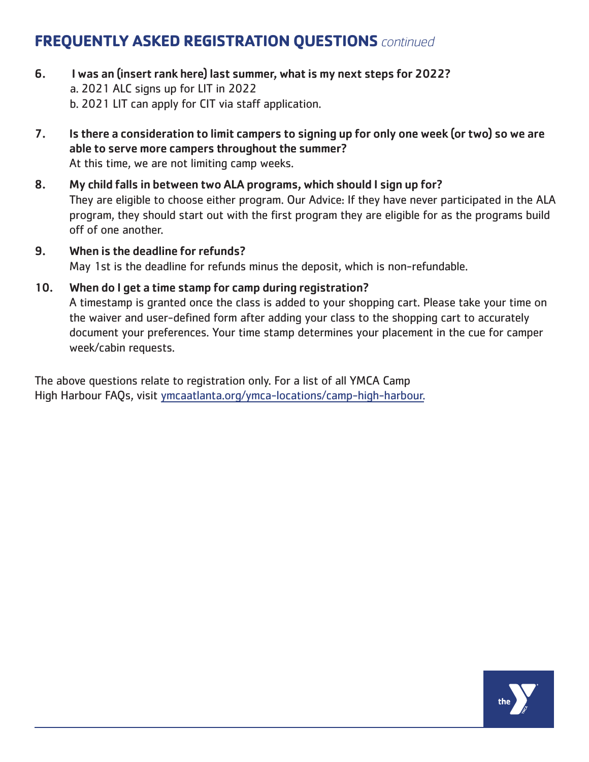## FREQUENTLY ASKED REGISTRATION QUESTIONS *continued*

6. **I was an (insert rank here) last summer, what is my next steps for 2022?**
   a. 2021 ALC signs up for LIT in 2022
   b. 2021 LIT can apply for CIT via staff application.

7. **Is there a consideration to limit campers to signing up for only one week (or two) so we are able to serve more campers throughout the summer?**
   At this time, we are not limiting camp weeks.

8. **My child falls in between two ALA programs, which should I sign up for?**
   They are eligible to choose either program. Our Advice: If they have never participated in the ALA program, they should start out with the first program they are eligible for as the programs build off of one another.

9. **When is the deadline for refunds?**
   May 1st is the deadline for refunds minus the deposit, which is non-refundable.

10. **When do I get a time stamp for camp during registration?**
    A timestamp is granted once the class is added to your shopping cart. Please take your time on the waiver and user-defined form after adding your class to the shopping cart to accurately document your preferences. Your time stamp determines your placement in the cue for camper week/cabin requests.

The above questions relate to registration only. For a list of all YMCA Camp High Harbour FAQs, visit ymcaatlanta.org/ymca-locations/camp-high-harbour.